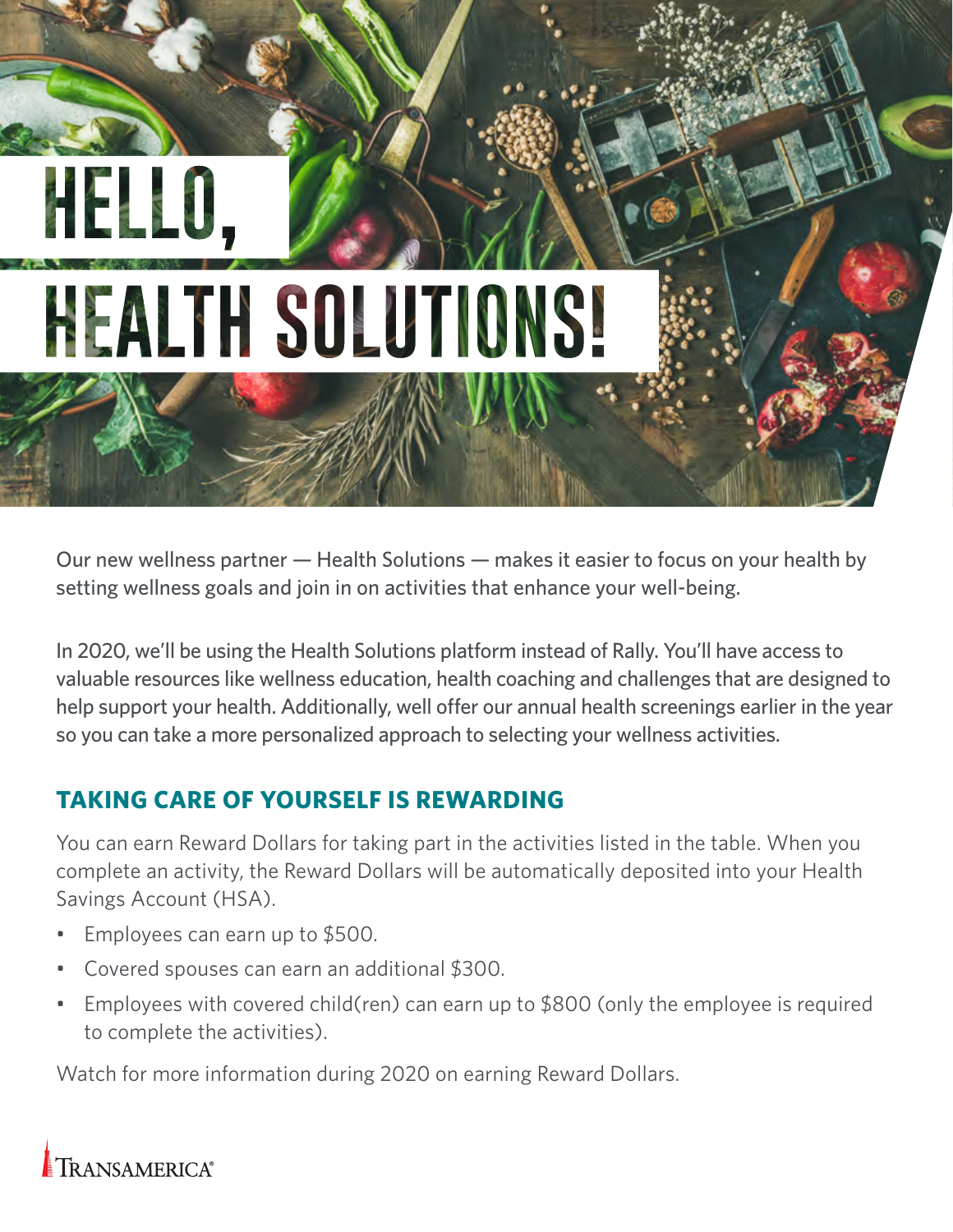# HELLO, HEALTH SOLUTIONS!

Our new wellness partner — Health Solutions — makes it easier to focus on your health by setting wellness goals and join in on activities that enhance your well-being.

In 2020, we'll be using the Health Solutions platform instead of Rally. You'll have access to valuable resources like wellness education, health coaching and challenges that are designed to help support your health. Additionally, well offer our annual health screenings earlier in the year so you can take a more personalized approach to selecting your wellness activities.

## TAKING CARE OF YOURSELF IS REWARDING

You can earn Reward Dollars for taking part in the activities listed in the table. When you complete an activity, the Reward Dollars will be automatically deposited into your Health Savings Account (HSA).

- Employees can earn up to $500.
- Covered spouses can earn an additional $300.
- Employees with covered child(ren) can earn up to $800 (only the employee is required to complete the activities).

Watch for more information during 2020 on earning Reward Dollars.

TRANSAMERICA®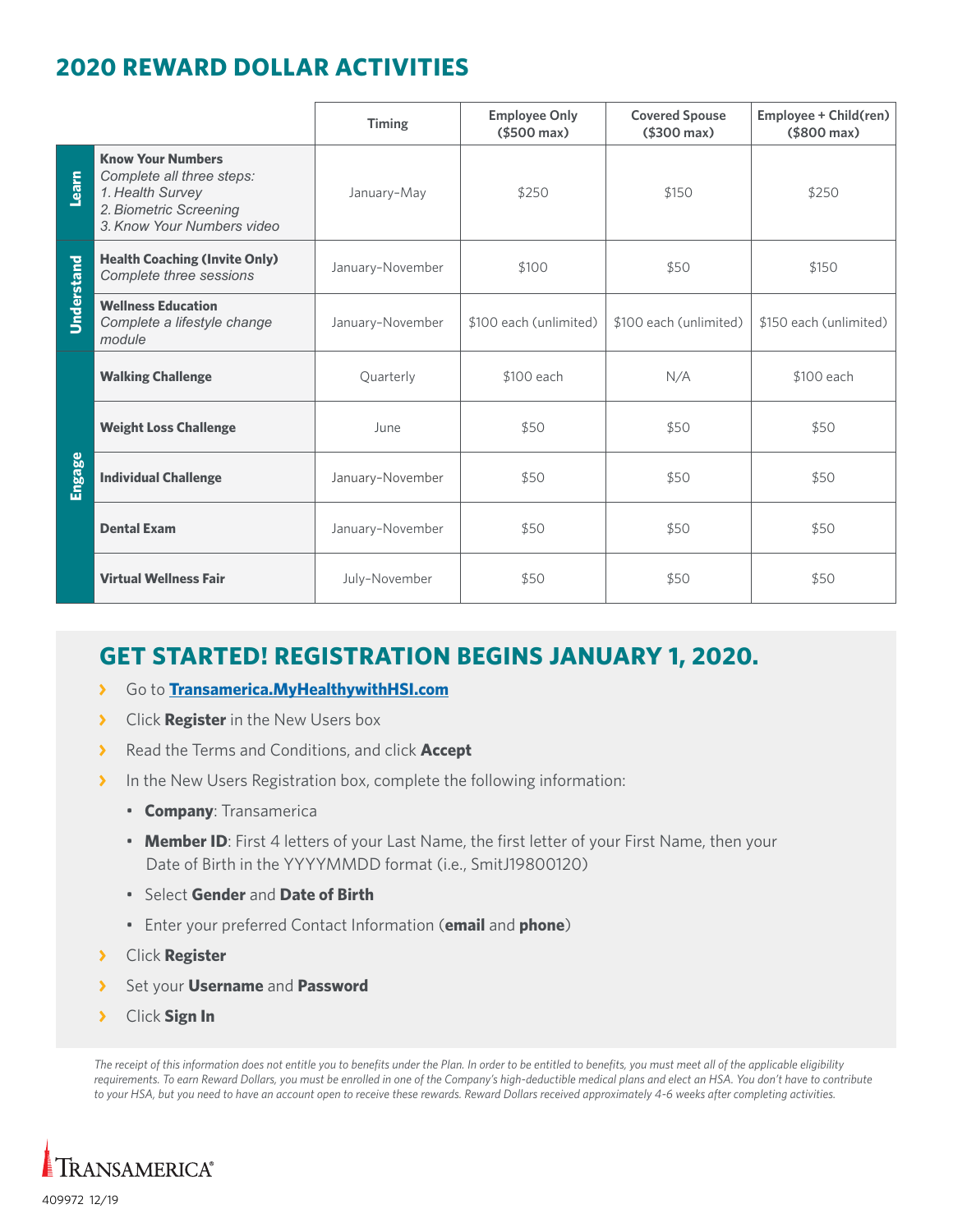## 2020 REWARD DOLLAR ACTIVITIES

| | | Timing | Employee Only ($500 max) | Covered Spouse ($300 max) | Employee + Child(ren) ($800 max) |
|---|---|---|---|---|---|
| Learn | **Know Your Numbers** *Complete all three steps: 1. Health Survey 2. Biometric Screening 3. Know Your Numbers video* | January–May | $250 | $150 | $250 |
| Understand | **Health Coaching (Invite Only)** *Complete three sessions* | January–November | $100 | $50 | $150 |
| | **Wellness Education** *Complete a lifestyle change module* | January–November | $100 each (unlimited) | $100 each (unlimited) | $150 each (unlimited) |
| Engage | **Walking Challenge** | Quarterly | $100 each | N/A | $100 each |
| | **Weight Loss Challenge** | June | $50 | $50 | $50 |
| | **Individual Challenge** | January–November | $50 | $50 | $50 |
| | **Dental Exam** | January–November | $50 | $50 | $50 |
| | **Virtual Wellness Fair** | July–November | $50 | $50 | $50 |

## GET STARTED! REGISTRATION BEGINS JANUARY 1, 2020.

- Go to **Transamerica.MyHealthywithHSI.com**
- Click **Register** in the New Users box
- Read the Terms and Conditions, and click **Accept**
- In the New Users Registration box, complete the following information:
  - **Company**: Transamerica
  - **Member ID**: First 4 letters of your Last Name, the first letter of your First Name, then your Date of Birth in the YYYYMMDD format (i.e., SmitJ19800120)
  - Select **Gender** and **Date of Birth**
  - Enter your preferred Contact Information (**email** and **phone**)
- Click **Register**
- Set your **Username** and **Password**
- Click **Sign In**

*The receipt of this information does not entitle you to benefits under the Plan. In order to be entitled to benefits, you must meet all of the applicable eligibility requirements. To earn Reward Dollars, you must be enrolled in one of the Company's high-deductible medical plans and elect an HSA. You don't have to contribute to your HSA, but you need to have an account open to receive these rewards. Reward Dollars received approximately 4-6 weeks after completing activities.*

TRANSAMERICA®

409972 12/19